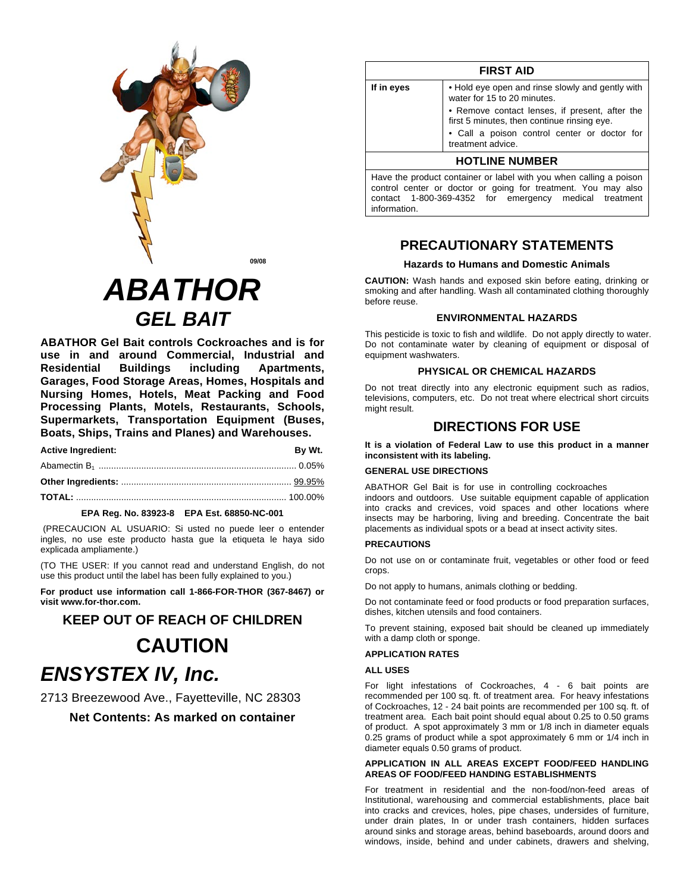09/08

# ABATHOR
## GEL BAIT

**ABATHOR Gel Bait controls Cockroaches and is for use in and around Commercial, Industrial and Residential Buildings including Apartments, Garages, Food Storage Areas, Homes, Hospitals and Nursing Homes, Hotels, Meat Packing and Food Processing Plants, Motels, Restaurants, Schools, Supermarkets, Transportation Equipment (Buses, Boats, Ships, Trains and Planes) and Warehouses.**

| **Active Ingredient:** | **By Wt.** |
|---|---|
| Abamectin $B_1$ | 0.05% |
| **Other Ingredients:** | 99.95% |
| **TOTAL:** | 100.00% |

**EPA Reg. No. 83923-8 EPA Est. 68850-NC-001**

(PRECAUCION AL USUARIO: Si usted no puede leer o entender ingles, no use este producto hasta gue la etiqueta le haya sido explicada ampliamente.)

(TO THE USER: If you cannot read and understand English, do not use this product until the label has been fully explained to you.)

**For product use information call 1-866-FOR-THOR (367-8467) or visit www.for-thor.com.**

## KEEP OUT OF REACH OF CHILDREN

# CAUTION

# *ENSYSTEX IV, Inc.*

2713 Breezewood Ave., Fayetteville, NC 28303

**Net Contents: As marked on container**

| **FIRST AID** | |
|---|---|
| **If in eyes** | • Hold eye open and rinse slowly and gently with water for 15 to 20 minutes. • Remove contact lenses, if present, after the first 5 minutes, then continue rinsing eye. • Call a poison control center or doctor for treatment advice. |
| **HOTLINE NUMBER** | |
| Have the product container or label with you when calling a poison control center or doctor or going for treatment. You may also contact 1-800-369-4352 for emergency medical treatment information. | |

## PRECAUTIONARY STATEMENTS

### Hazards to Humans and Domestic Animals

**CAUTION:** Wash hands and exposed skin before eating, drinking or smoking and after handling. Wash all contaminated clothing thoroughly before reuse.

### ENVIRONMENTAL HAZARDS

This pesticide is toxic to fish and wildlife. Do not apply directly to water. Do not contaminate water by cleaning of equipment or disposal of equipment washwaters.

### PHYSICAL OR CHEMICAL HAZARDS

Do not treat directly into any electronic equipment such as radios, televisions, computers, etc. Do not treat where electrical short circuits might result.

## DIRECTIONS FOR USE

**It is a violation of Federal Law to use this product in a manner inconsistent with its labeling.**

**GENERAL USE DIRECTIONS**

ABATHOR Gel Bait is for use in controlling cockroaches indoors and outdoors. Use suitable equipment capable of application into cracks and crevices, void spaces and other locations where insects may be harboring, living and breeding. Concentrate the bait placements as individual spots or a bead at insect activity sites.

**PRECAUTIONS**

Do not use on or contaminate fruit, vegetables or other food or feed crops.

Do not apply to humans, animals clothing or bedding.

Do not contaminate feed or food products or food preparation surfaces, dishes, kitchen utensils and food containers.

To prevent staining, exposed bait should be cleaned up immediately with a damp cloth or sponge.

**APPLICATION RATES**

**ALL USES**

For light infestations of Cockroaches, 4 - 6 bait points are recommended per 100 sq. ft. of treatment area. For heavy infestations of Cockroaches, 12 - 24 bait points are recommended per 100 sq. ft. of treatment area. Each bait point should equal about 0.25 to 0.50 grams of product. A spot approximately 3 mm or 1/8 inch in diameter equals 0.25 grams of product while a spot approximately 6 mm or 1/4 inch in diameter equals 0.50 grams of product.

**APPLICATION IN ALL AREAS EXCEPT FOOD/FEED HANDLING AREAS OF FOOD/FEED HANDING ESTABLISHMENTS**

For treatment in residential and the non-food/non-feed areas of Institutional, warehousing and commercial establishments, place bait into cracks and crevices, holes, pipe chases, undersides of furniture, under drain plates, In or under trash containers, hidden surfaces around sinks and storage areas, behind baseboards, around doors and windows, inside, behind and under cabinets, drawers and shelving,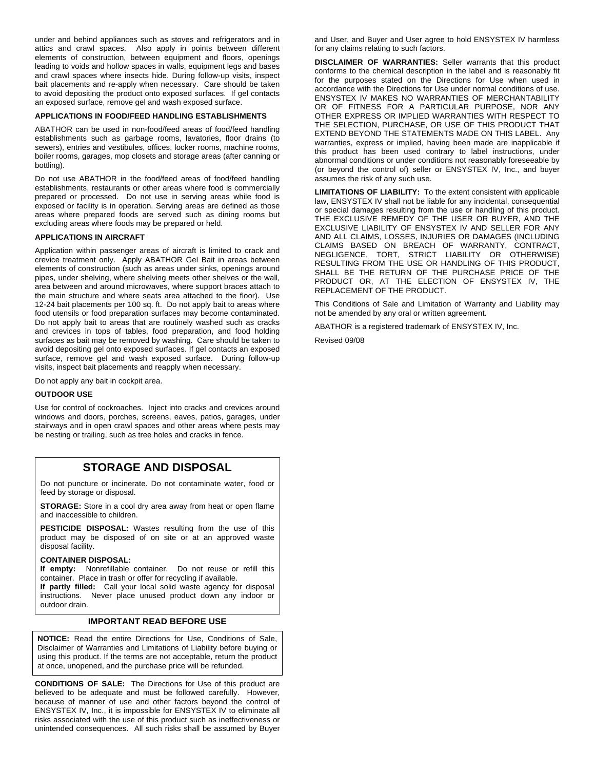under and behind appliances such as stoves and refrigerators and in attics and crawl spaces. Also apply in points between different elements of construction, between equipment and floors, openings leading to voids and hollow spaces in walls, equipment legs and bases and crawl spaces where insects hide. During follow-up visits, inspect bait placements and re-apply when necessary. Care should be taken to avoid depositing the product onto exposed surfaces. If gel contacts an exposed surface, remove gel and wash exposed surface.

**APPLICATIONS IN FOOD/FEED HANDLING ESTABLISHMENTS**

ABATHOR can be used in non-food/feed areas of food/feed handling establishments such as garbage rooms, lavatories, floor drains (to sewers), entries and vestibules, offices, locker rooms, machine rooms, boiler rooms, garages, mop closets and storage areas (after canning or bottling).

Do not use ABATHOR in the food/feed areas of food/feed handling establishments, restaurants or other areas where food is commercially prepared or processed. Do not use in serving areas while food is exposed or facility is in operation. Serving areas are defined as those areas where prepared foods are served such as dining rooms but excluding areas where foods may be prepared or held.

**APPLICATIONS IN AIRCRAFT**

Application within passenger areas of aircraft is limited to crack and crevice treatment only. Apply ABATHOR Gel Bait in areas between elements of construction (such as areas under sinks, openings around pipes, under shelving, where shelving meets other shelves or the wall, area between and around microwaves, where support braces attach to the main structure and where seats area attached to the floor). Use 12-24 bait placements per 100 sq. ft. Do not apply bait to areas where food utensils or food preparation surfaces may become contaminated. Do not apply bait to areas that are routinely washed such as cracks and crevices in tops of tables, food preparation, and food holding surfaces as bait may be removed by washing. Care should be taken to avoid depositing gel onto exposed surfaces. If gel contacts an exposed surface, remove gel and wash exposed surface. During follow-up visits, inspect bait placements and reapply when necessary.

Do not apply any bait in cockpit area.

**OUTDOOR USE**

Use for control of cockroaches. Inject into cracks and crevices around windows and doors, porches, screens, eaves, patios, garages, under stairways and in open crawl spaces and other areas where pests may be nesting or trailing, such as tree holes and cracks in fence.

## STORAGE AND DISPOSAL

Do not puncture or incinerate. Do not contaminate water, food or feed by storage or disposal.

**STORAGE:** Store in a cool dry area away from heat or open flame and inaccessible to children.

**PESTICIDE DISPOSAL:** Wastes resulting from the use of this product may be disposed of on site or at an approved waste disposal facility.

**CONTAINER DISPOSAL:**
**If empty:** Nonrefillable container. Do not reuse or refill this container. Place in trash or offer for recycling if available.
**If partly filled:** Call your local solid waste agency for disposal instructions. Never place unused product down any indoor or outdoor drain.

**IMPORTANT READ BEFORE USE**

**NOTICE:** Read the entire Directions for Use, Conditions of Sale, Disclaimer of Warranties and Limitations of Liability before buying or using this product. If the terms are not acceptable, return the product at once, unopened, and the purchase price will be refunded.

**CONDITIONS OF SALE:** The Directions for Use of this product are believed to be adequate and must be followed carefully. However, because of manner of use and other factors beyond the control of ENSYSTEX IV, Inc., it is impossible for ENSYSTEX IV to eliminate all risks associated with the use of this product such as ineffectiveness or unintended consequences. All such risks shall be assumed by Buyer and User, and Buyer and User agree to hold ENSYSTEX IV harmless for any claims relating to such factors.

**DISCLAIMER OF WARRANTIES:** Seller warrants that this product conforms to the chemical description in the label and is reasonably fit for the purposes stated on the Directions for Use when used in accordance with the Directions for Use under normal conditions of use. ENSYSTEX IV MAKES NO WARRANTIES OF MERCHANTABILITY OR OF FITNESS FOR A PARTICULAR PURPOSE, NOR ANY OTHER EXPRESS OR IMPLIED WARRANTIES WITH RESPECT TO THE SELECTION, PURCHASE, OR USE OF THIS PRODUCT THAT EXTEND BEYOND THE STATEMENTS MADE ON THIS LABEL. Any warranties, express or implied, having been made are inapplicable if this product has been used contrary to label instructions, under abnormal conditions or under conditions not reasonably foreseeable by (or beyond the control of) seller or ENSYSTEX IV, Inc., and buyer assumes the risk of any such use.

**LIMITATIONS OF LIABILITY:** To the extent consistent with applicable law, ENSYSTEX IV shall not be liable for any incidental, consequential or special damages resulting from the use or handling of this product. THE EXCLUSIVE REMEDY OF THE USER OR BUYER, AND THE EXCLUSIVE LIABILITY OF ENSYSTEX IV AND SELLER FOR ANY AND ALL CLAIMS, LOSSES, INJURIES OR DAMAGES (INCLUDING CLAIMS BASED ON BREACH OF WARRANTY, CONTRACT, NEGLIGENCE, TORT, STRICT LIABILITY OR OTHERWISE) RESULTING FROM THE USE OR HANDLING OF THIS PRODUCT, SHALL BE THE RETURN OF THE PURCHASE PRICE OF THE PRODUCT OR, AT THE ELECTION OF ENSYSTEX IV, THE REPLACEMENT OF THE PRODUCT.

This Conditions of Sale and Limitation of Warranty and Liability may not be amended by any oral or written agreement.

ABATHOR is a registered trademark of ENSYSTEX IV, Inc.

Revised 09/08